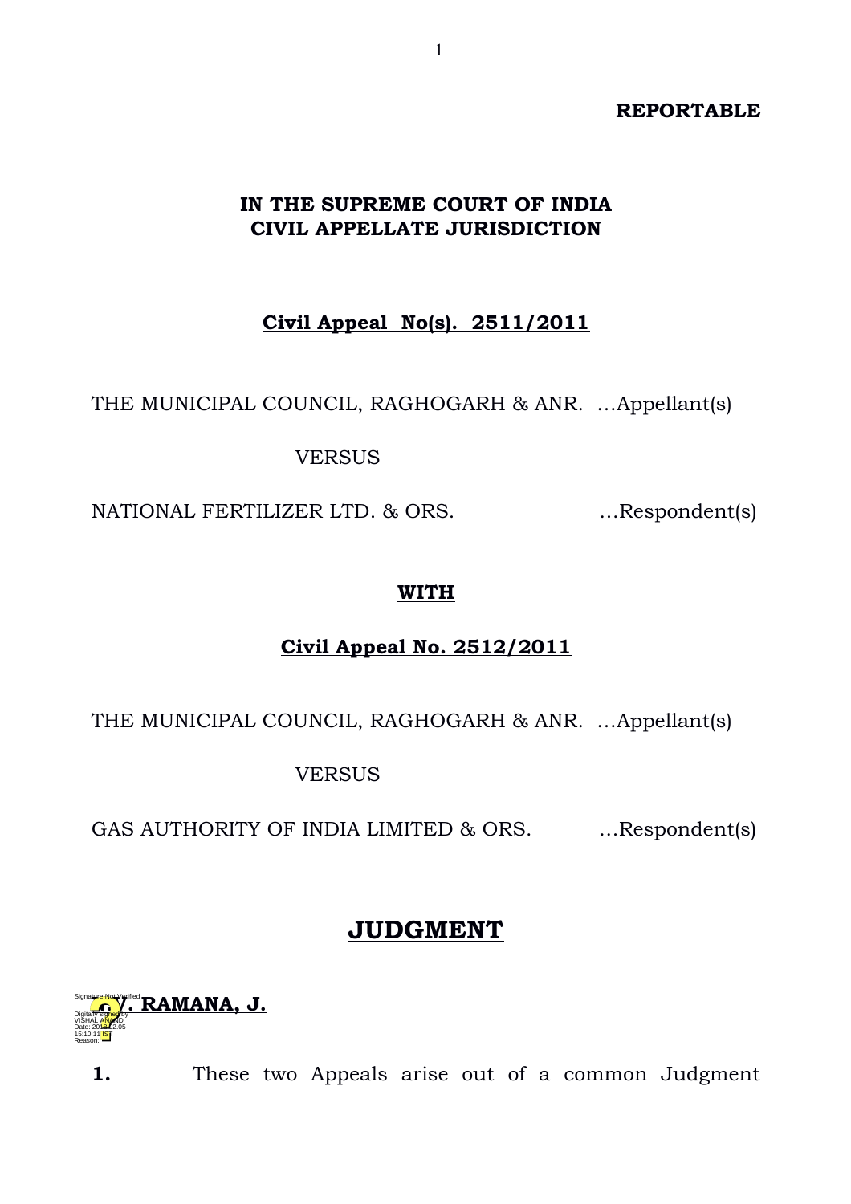**REPORTABLE**

**IN THE SUPREME COURT OF INDIA**
**CIVIL APPELLATE JURISDICTION**

**Civil Appeal No(s). 2511/2011**

THE MUNICIPAL COUNCIL, RAGHOGARH & ANR. …Appellant(s)

VERSUS

NATIONAL FERTILIZER LTD. & ORS. …Respondent(s)

**WITH**

**Civil Appeal No. 2512/2011**

THE MUNICIPAL COUNCIL, RAGHOGARH & ANR. …Appellant(s)

VERSUS

GAS AUTHORITY OF INDIA LIMITED & ORS. …Respondent(s)

# JUDGMENT

**N.V. RAMANA, J.**

**1.** These two Appeals arise out of a common Judgment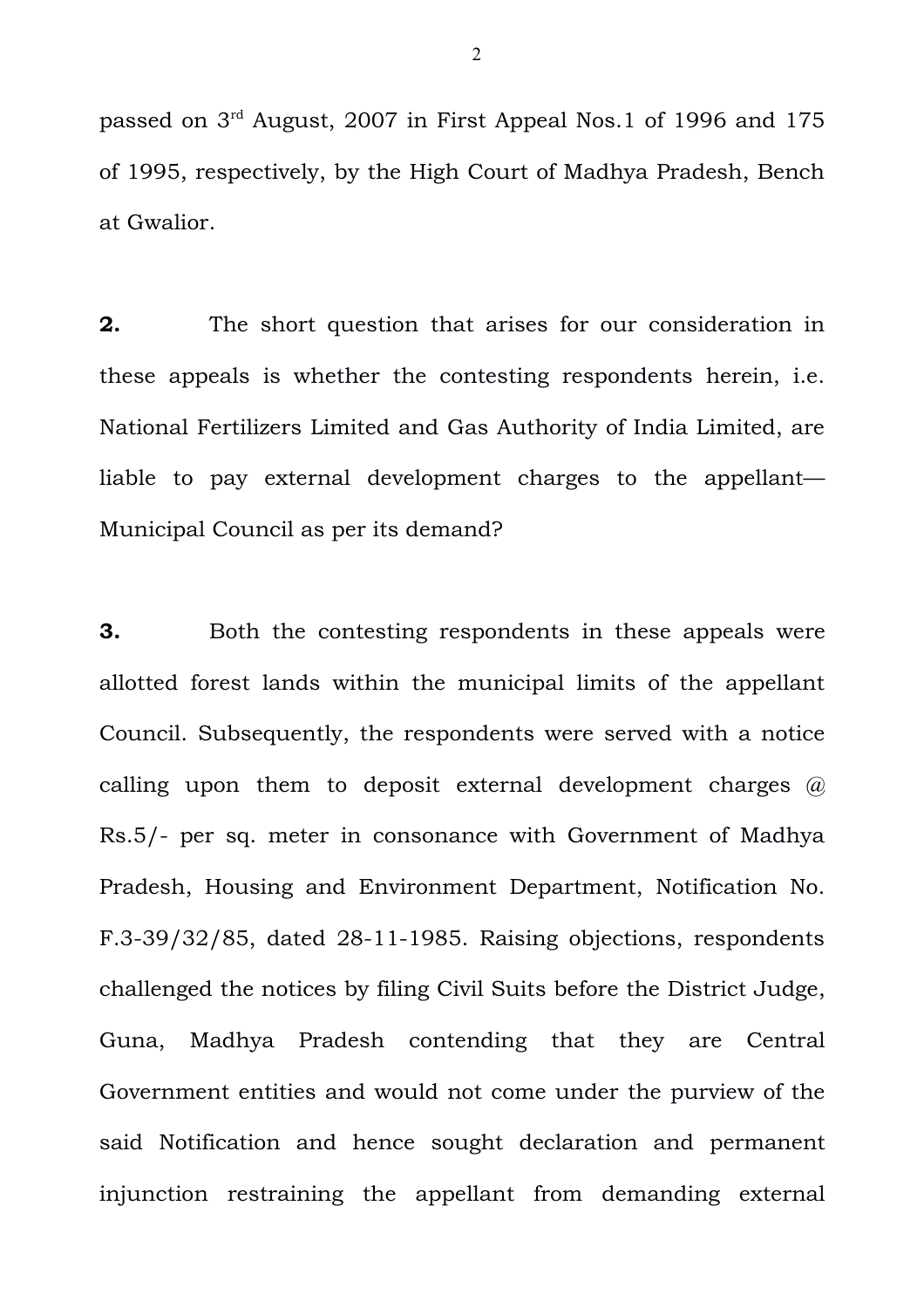passed on 3rd August, 2007 in First Appeal Nos.1 of 1996 and 175 of 1995, respectively, by the High Court of Madhya Pradesh, Bench at Gwalior.

**2.** The short question that arises for our consideration in these appeals is whether the contesting respondents herein, i.e. National Fertilizers Limited and Gas Authority of India Limited, are liable to pay external development charges to the appellant—Municipal Council as per its demand?

**3.** Both the contesting respondents in these appeals were allotted forest lands within the municipal limits of the appellant Council. Subsequently, the respondents were served with a notice calling upon them to deposit external development charges @ Rs.5/- per sq. meter in consonance with Government of Madhya Pradesh, Housing and Environment Department, Notification No. F.3-39/32/85, dated 28-11-1985. Raising objections, respondents challenged the notices by filing Civil Suits before the District Judge, Guna, Madhya Pradesh contending that they are Central Government entities and would not come under the purview of the said Notification and hence sought declaration and permanent injunction restraining the appellant from demanding external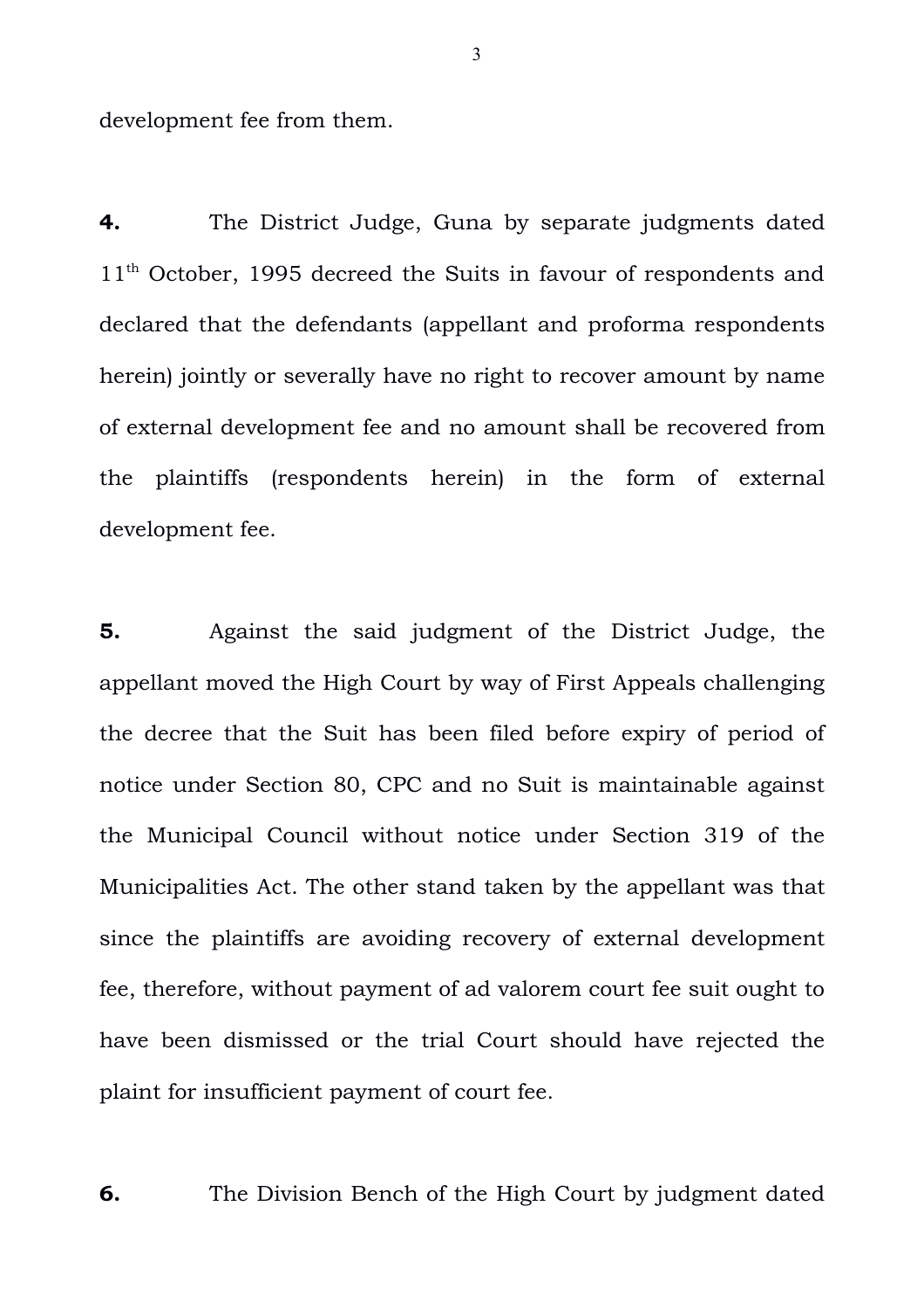development fee from them.

**4.** The District Judge, Guna by separate judgments dated 11th October, 1995 decreed the Suits in favour of respondents and declared that the defendants (appellant and proforma respondents herein) jointly or severally have no right to recover amount by name of external development fee and no amount shall be recovered from the plaintiffs (respondents herein) in the form of external development fee.

**5.** Against the said judgment of the District Judge, the appellant moved the High Court by way of First Appeals challenging the decree that the Suit has been filed before expiry of period of notice under Section 80, CPC and no Suit is maintainable against the Municipal Council without notice under Section 319 of the Municipalities Act. The other stand taken by the appellant was that since the plaintiffs are avoiding recovery of external development fee, therefore, without payment of ad valorem court fee suit ought to have been dismissed or the trial Court should have rejected the plaint for insufficient payment of court fee.

**6.** The Division Bench of the High Court by judgment dated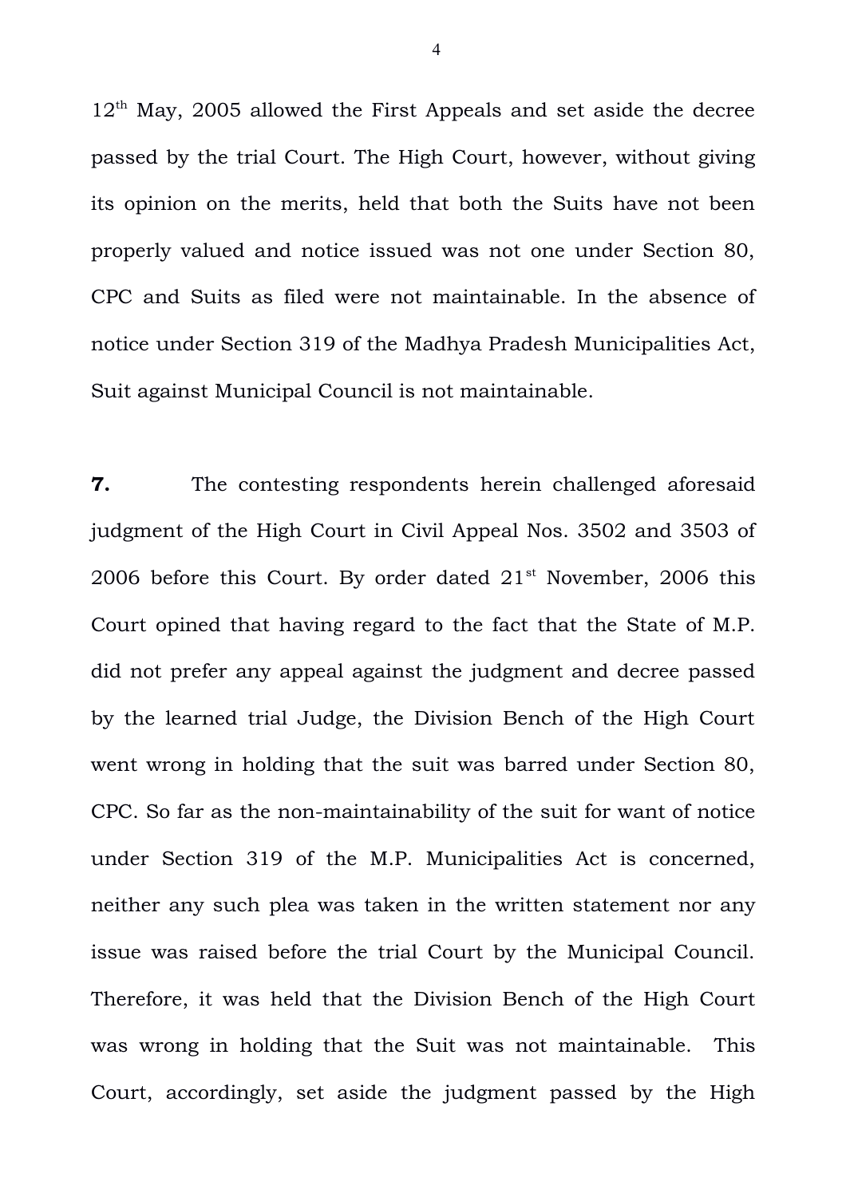12th May, 2005 allowed the First Appeals and set aside the decree passed by the trial Court. The High Court, however, without giving its opinion on the merits, held that both the Suits have not been properly valued and notice issued was not one under Section 80, CPC and Suits as filed were not maintainable. In the absence of notice under Section 319 of the Madhya Pradesh Municipalities Act, Suit against Municipal Council is not maintainable.

**7.** The contesting respondents herein challenged aforesaid judgment of the High Court in Civil Appeal Nos. 3502 and 3503 of 2006 before this Court. By order dated 21st November, 2006 this Court opined that having regard to the fact that the State of M.P. did not prefer any appeal against the judgment and decree passed by the learned trial Judge, the Division Bench of the High Court went wrong in holding that the suit was barred under Section 80, CPC. So far as the non-maintainability of the suit for want of notice under Section 319 of the M.P. Municipalities Act is concerned, neither any such plea was taken in the written statement nor any issue was raised before the trial Court by the Municipal Council. Therefore, it was held that the Division Bench of the High Court was wrong in holding that the Suit was not maintainable. This Court, accordingly, set aside the judgment passed by the High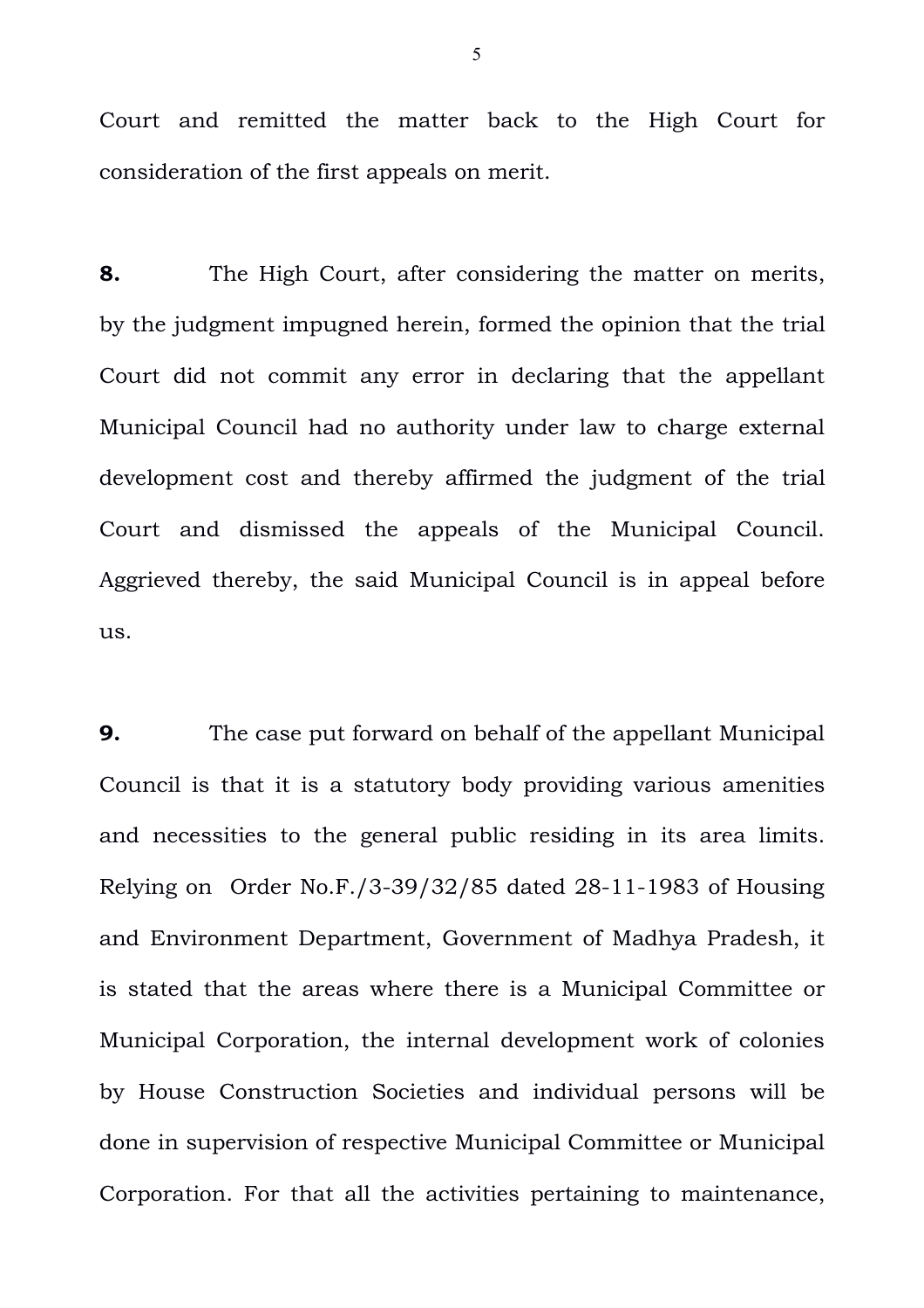Court and remitted the matter back to the High Court for consideration of the first appeals on merit.

**8.** The High Court, after considering the matter on merits, by the judgment impugned herein, formed the opinion that the trial Court did not commit any error in declaring that the appellant Municipal Council had no authority under law to charge external development cost and thereby affirmed the judgment of the trial Court and dismissed the appeals of the Municipal Council. Aggrieved thereby, the said Municipal Council is in appeal before us.

**9.** The case put forward on behalf of the appellant Municipal Council is that it is a statutory body providing various amenities and necessities to the general public residing in its area limits. Relying on Order No.F./3-39/32/85 dated 28-11-1983 of Housing and Environment Department, Government of Madhya Pradesh, it is stated that the areas where there is a Municipal Committee or Municipal Corporation, the internal development work of colonies by House Construction Societies and individual persons will be done in supervision of respective Municipal Committee or Municipal Corporation. For that all the activities pertaining to maintenance,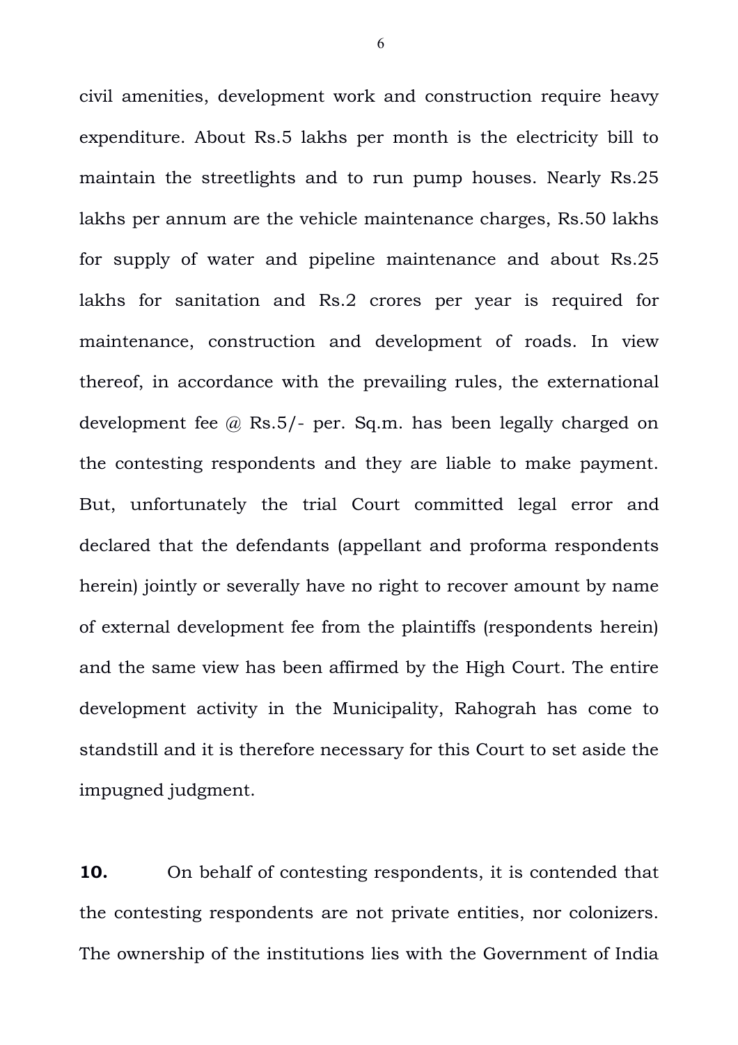civil amenities, development work and construction require heavy expenditure. About Rs.5 lakhs per month is the electricity bill to maintain the streetlights and to run pump houses. Nearly Rs.25 lakhs per annum are the vehicle maintenance charges, Rs.50 lakhs for supply of water and pipeline maintenance and about Rs.25 lakhs for sanitation and Rs.2 crores per year is required for maintenance, construction and development of roads. In view thereof, in accordance with the prevailing rules, the externational development fee @ Rs.5/- per. Sq.m. has been legally charged on the contesting respondents and they are liable to make payment. But, unfortunately the trial Court committed legal error and declared that the defendants (appellant and proforma respondents herein) jointly or severally have no right to recover amount by name of external development fee from the plaintiffs (respondents herein) and the same view has been affirmed by the High Court. The entire development activity in the Municipality, Rahograh has come to standstill and it is therefore necessary for this Court to set aside the impugned judgment.

**10.** On behalf of contesting respondents, it is contended that the contesting respondents are not private entities, nor colonizers. The ownership of the institutions lies with the Government of India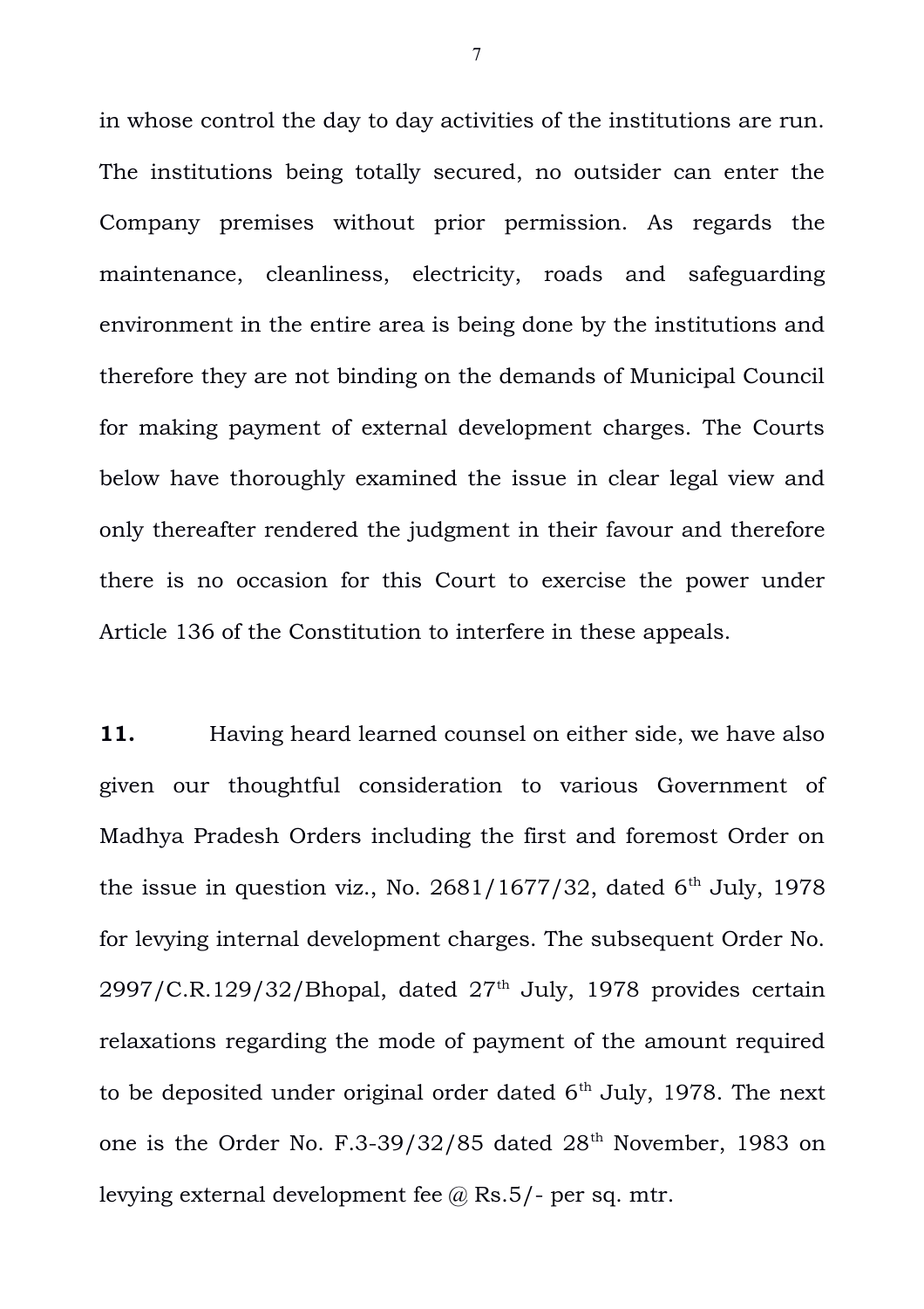in whose control the day to day activities of the institutions are run. The institutions being totally secured, no outsider can enter the Company premises without prior permission. As regards the maintenance, cleanliness, electricity, roads and safeguarding environment in the entire area is being done by the institutions and therefore they are not binding on the demands of Municipal Council for making payment of external development charges. The Courts below have thoroughly examined the issue in clear legal view and only thereafter rendered the judgment in their favour and therefore there is no occasion for this Court to exercise the power under Article 136 of the Constitution to interfere in these appeals.

**11.** Having heard learned counsel on either side, we have also given our thoughtful consideration to various Government of Madhya Pradesh Orders including the first and foremost Order on the issue in question viz., No. 2681/1677/32, dated 6th July, 1978 for levying internal development charges. The subsequent Order No. 2997/C.R.129/32/Bhopal, dated 27th July, 1978 provides certain relaxations regarding the mode of payment of the amount required to be deposited under original order dated 6th July, 1978. The next one is the Order No. F.3-39/32/85 dated 28th November, 1983 on levying external development fee @ Rs.5/- per sq. mtr.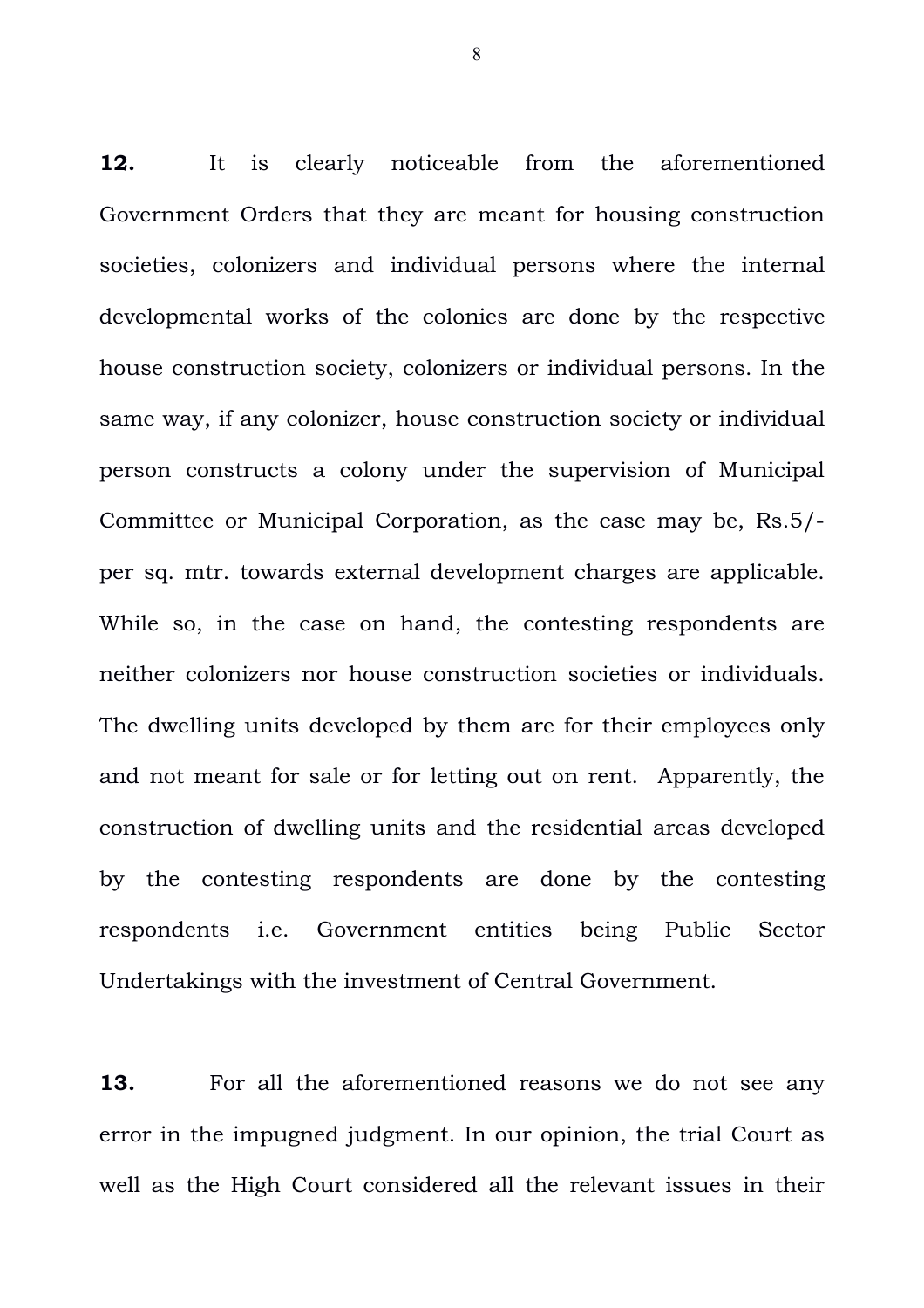**12.** It is clearly noticeable from the aforementioned Government Orders that they are meant for housing construction societies, colonizers and individual persons where the internal developmental works of the colonies are done by the respective house construction society, colonizers or individual persons. In the same way, if any colonizer, house construction society or individual person constructs a colony under the supervision of Municipal Committee or Municipal Corporation, as the case may be, Rs.5/- per sq. mtr. towards external development charges are applicable. While so, in the case on hand, the contesting respondents are neither colonizers nor house construction societies or individuals. The dwelling units developed by them are for their employees only and not meant for sale or for letting out on rent. Apparently, the construction of dwelling units and the residential areas developed by the contesting respondents are done by the contesting respondents i.e. Government entities being Public Sector Undertakings with the investment of Central Government.

**13.** For all the aforementioned reasons we do not see any error in the impugned judgment. In our opinion, the trial Court as well as the High Court considered all the relevant issues in their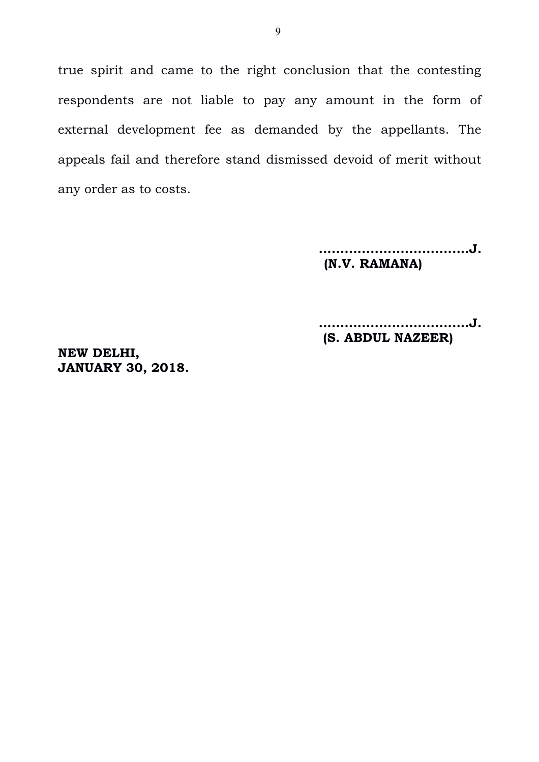true spirit and came to the right conclusion that the contesting respondents are not liable to pay any amount in the form of external development fee as demanded by the appellants. The appeals fail and therefore stand dismissed devoid of merit without any order as to costs.

**……………………………..J.**
**(N.V. RAMANA)**

**……………………………..J.**
**(S. ABDUL NAZEER)**

**NEW DELHI,**
**JANUARY 30, 2018.**